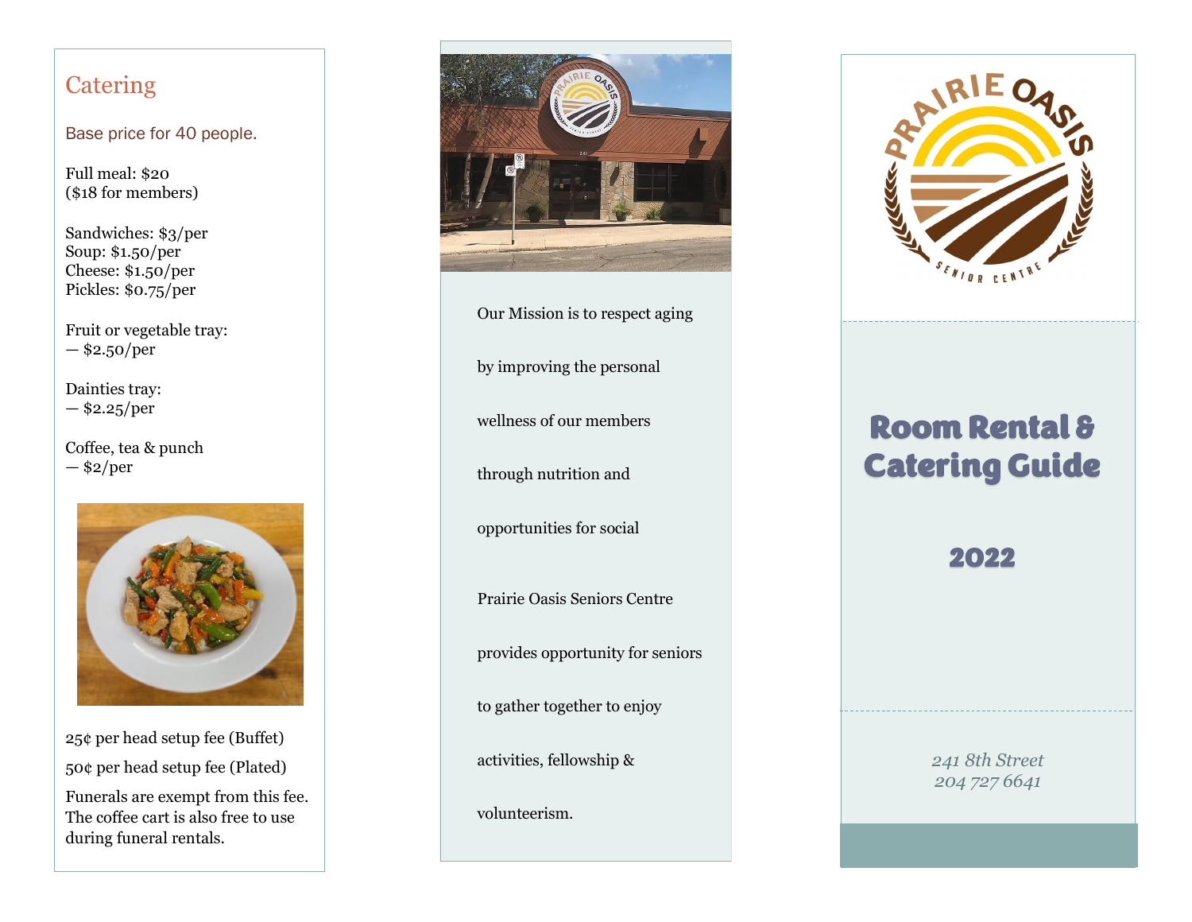## Catering

Base price for 40 people.

Full meal: $20
($18 for members)

Sandwiches: $3/per
Soup: $1.50/per
Cheese: $1.50/per
Pickles: $0.75/per

Fruit or vegetable tray:
— $2.50/per

Dainties tray:
— $2.25/per

Coffee, tea & punch
— $2/per

25¢ per head setup fee (Buffet)

50¢ per head setup fee (Plated)

Funerals are exempt from this fee. The coffee cart is also free to use during funeral rentals.

Our Mission is to respect aging by improving the personal wellness of our members through nutrition and opportunities for social

Prairie Oasis Seniors Centre provides opportunity for seniors to gather together to enjoy activities, fellowship & volunteerism.

PRAIRIE OASIS SENIOR CENTRE

# Room Rental & Catering Guide

## 2022

*241 8th Street*
*204 727 6641*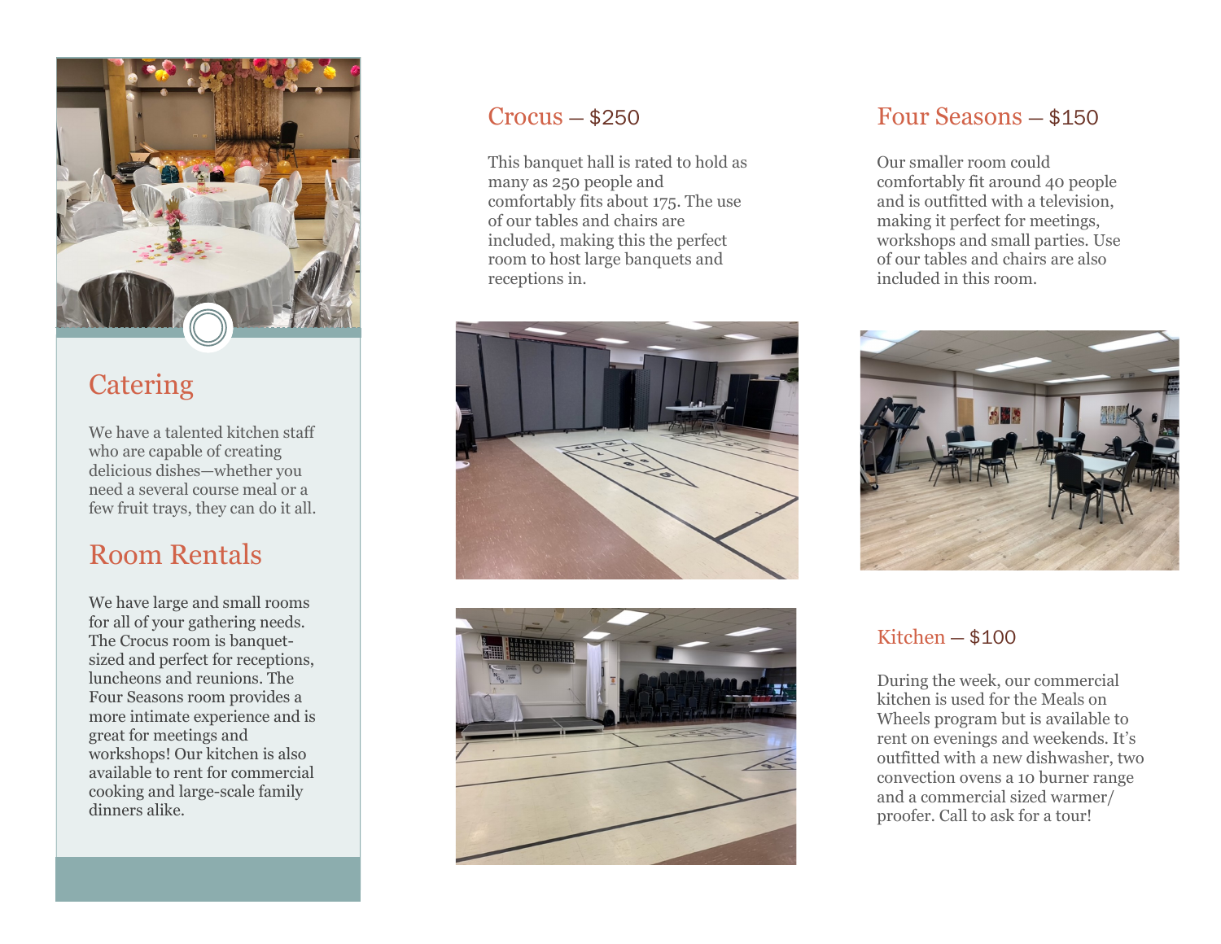## Catering

We have a talented kitchen staff who are capable of creating delicious dishes—whether you need a several course meal or a few fruit trays, they can do it all.

## Room Rentals

We have large and small rooms for all of your gathering needs. The Crocus room is banquet-sized and perfect for receptions, luncheons and reunions. The Four Seasons room provides a more intimate experience and is great for meetings and workshops! Our kitchen is also available to rent for commercial cooking and large-scale family dinners alike.

## Crocus — $250

This banquet hall is rated to hold as many as 250 people and comfortably fits about 175. The use of our tables and chairs are included, making this the perfect room to host large banquets and receptions in.

## Four Seasons — $150

Our smaller room could comfortably fit around 40 people and is outfitted with a television, making it perfect for meetings, workshops and small parties. Use of our tables and chairs are also included in this room.

## Kitchen — $100

During the week, our commercial kitchen is used for the Meals on Wheels program but is available to rent on evenings and weekends. It's outfitted with a new dishwasher, two convection ovens a 10 burner range and a commercial sized warmer/ proofer. Call to ask for a tour!